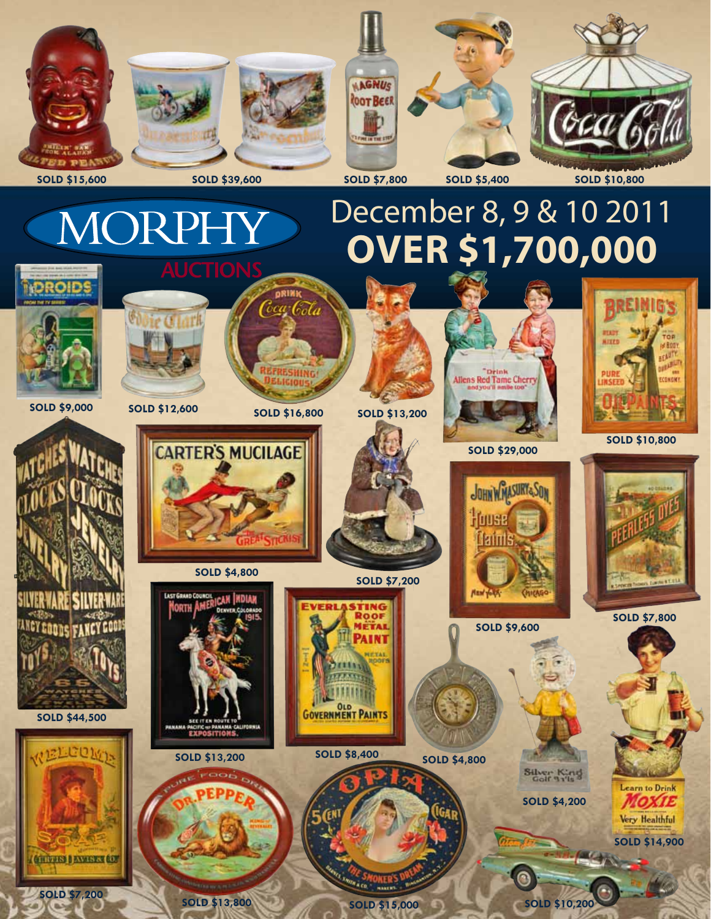SOLD $15,600

SOLD $39,600

SOLD $7,800

SOLD $5,400

SOLD $10,800

# MORPHY AUCTIONS

## December 8, 9 & 10 2011

# OVER $1,700,000

SOLD $9,000

SOLD $12,600

SOLD $16,800

SOLD $13,200

SOLD $29,000

SOLD $10,800

SOLD $4,800

SOLD $7,200

SOLD $9,600

SOLD $7,800

SOLD $44,500

SOLD $13,200

SOLD $8,400

SOLD $4,800

SOLD $4,200

SOLD $14,900

SOLD $7,200

SOLD $13,800

SOLD $15,000

SOLD $10,200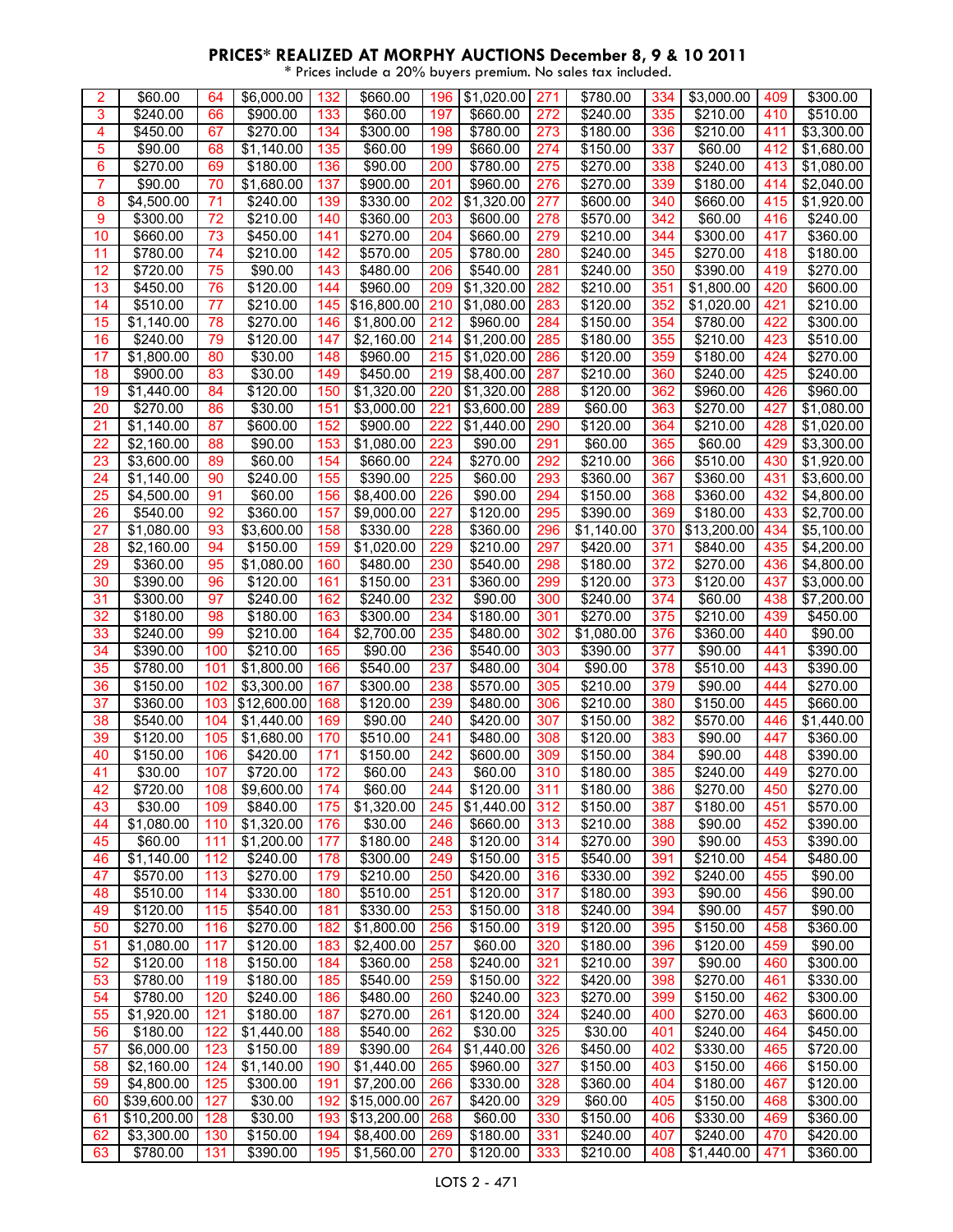## PRICES* REALIZED AT MORPHY AUCTIONS December 8, 9 & 10 2011

\* Prices include a 20% buyers premium. No sales tax included.

| Lot | Price | Lot | Price | Lot | Price | Lot | Price | Lot | Price | Lot | Price | Lot | Price |
|---|---|---|---|---|---|---|---|---|---|---|---|---|---|
| 2 | $60.00 | 64 | $6,000.00 | 132 | $660.00 | 196 | $1,020.00 | 271 | $780.00 | 334 | $3,000.00 | 409 | $300.00 |
| 3 | $240.00 | 66 | $900.00 | 133 | $60.00 | 197 | $660.00 | 272 | $240.00 | 335 | $210.00 | 410 | $510.00 |
| 4 | $450.00 | 67 | $270.00 | 134 | $300.00 | 198 | $780.00 | 273 | $180.00 | 336 | $210.00 | 411 | $3,300.00 |
| 5 | $90.00 | 68 | $1,140.00 | 135 | $60.00 | 199 | $660.00 | 274 | $150.00 | 337 | $60.00 | 412 | $1,680.00 |
| 6 | $270.00 | 69 | $180.00 | 136 | $90.00 | 200 | $780.00 | 275 | $270.00 | 338 | $240.00 | 413 | $1,080.00 |
| 7 | $90.00 | 70 | $1,680.00 | 137 | $900.00 | 201 | $960.00 | 276 | $270.00 | 339 | $180.00 | 414 | $2,040.00 |
| 8 | $4,500.00 | 71 | $240.00 | 139 | $330.00 | 202 | $1,320.00 | 277 | $600.00 | 340 | $660.00 | 415 | $1,920.00 |
| 9 | $300.00 | 72 | $210.00 | 140 | $360.00 | 203 | $600.00 | 278 | $570.00 | 342 | $60.00 | 416 | $240.00 |
| 10 | $660.00 | 73 | $450.00 | 141 | $270.00 | 204 | $660.00 | 279 | $210.00 | 344 | $300.00 | 417 | $360.00 |
| 11 | $780.00 | 74 | $210.00 | 142 | $570.00 | 205 | $780.00 | 280 | $240.00 | 345 | $270.00 | 418 | $180.00 |
| 12 | $720.00 | 75 | $90.00 | 143 | $480.00 | 206 | $540.00 | 281 | $240.00 | 350 | $390.00 | 419 | $270.00 |
| 13 | $450.00 | 76 | $120.00 | 144 | $960.00 | 209 | $1,320.00 | 282 | $210.00 | 351 | $1,800.00 | 420 | $600.00 |
| 14 | $510.00 | 77 | $210.00 | 145 | $16,800.00 | 210 | $1,080.00 | 283 | $120.00 | 352 | $1,020.00 | 421 | $210.00 |
| 15 | $1,140.00 | 78 | $270.00 | 146 | $1,800.00 | 212 | $960.00 | 284 | $150.00 | 354 | $780.00 | 422 | $300.00 |
| 16 | $240.00 | 79 | $120.00 | 147 | $2,160.00 | 214 | $1,200.00 | 285 | $180.00 | 355 | $210.00 | 423 | $510.00 |
| 17 | $1,800.00 | 80 | $30.00 | 148 | $960.00 | 215 | $1,020.00 | 286 | $120.00 | 359 | $180.00 | 424 | $270.00 |
| 18 | $900.00 | 83 | $30.00 | 149 | $450.00 | 219 | $8,400.00 | 287 | $210.00 | 360 | $240.00 | 425 | $240.00 |
| 19 | $1,440.00 | 84 | $120.00 | 150 | $1,320.00 | 220 | $1,320.00 | 288 | $120.00 | 362 | $960.00 | 426 | $960.00 |
| 20 | $270.00 | 86 | $30.00 | 151 | $3,000.00 | 221 | $3,600.00 | 289 | $60.00 | 363 | $270.00 | 427 | $1,080.00 |
| 21 | $1,140.00 | 87 | $600.00 | 152 | $900.00 | 222 | $1,440.00 | 290 | $120.00 | 364 | $210.00 | 428 | $1,020.00 |
| 22 | $2,160.00 | 88 | $90.00 | 153 | $1,080.00 | 223 | $90.00 | 291 | $60.00 | 365 | $60.00 | 429 | $3,300.00 |
| 23 | $3,600.00 | 89 | $60.00 | 154 | $660.00 | 224 | $270.00 | 292 | $210.00 | 366 | $510.00 | 430 | $1,920.00 |
| 24 | $1,140.00 | 90 | $240.00 | 155 | $390.00 | 225 | $60.00 | 293 | $360.00 | 367 | $360.00 | 431 | $3,600.00 |
| 25 | $4,500.00 | 91 | $60.00 | 156 | $8,400.00 | 226 | $90.00 | 294 | $150.00 | 368 | $360.00 | 432 | $4,800.00 |
| 26 | $540.00 | 92 | $360.00 | 157 | $9,000.00 | 227 | $120.00 | 295 | $120.00 | 369 | $180.00 | 433 | $2,700.00 |
| 27 | $1,080.00 | 93 | $3,600.00 | 158 | $330.00 | 228 | $360.00 | 296 | $1,140.00 | 370 | $13,200.00 | 434 | $5,100.00 |
| 28 | $2,160.00 | 94 | $150.00 | 159 | $1,020.00 | 229 | $210.00 | 297 | $420.00 | 371 | $840.00 | 435 | $4,200.00 |
| 29 | $360.00 | 95 | $1,080.00 | 160 | $480.00 | 230 | $540.00 | 298 | $180.00 | 372 | $270.00 | 436 | $4,800.00 |
| 30 | $390.00 | 96 | $120.00 | 161 | $150.00 | 231 | $360.00 | 299 | $120.00 | 373 | $120.00 | 437 | $3,000.00 |
| 31 | $300.00 | 97 | $240.00 | 162 | $240.00 | 232 | $90.00 | 300 | $240.00 | 374 | $60.00 | 438 | $7,200.00 |
| 32 | $180.00 | 98 | $180.00 | 163 | $300.00 | 234 | $180.00 | 301 | $270.00 | 375 | $210.00 | 439 | $450.00 |
| 33 | $240.00 | 99 | $210.00 | 164 | $2,700.00 | 235 | $480.00 | 302 | $1,080.00 | 376 | $360.00 | 440 | $90.00 |
| 34 | $390.00 | 100 | $210.00 | 165 | $90.00 | 236 | $540.00 | 303 | $390.00 | 377 | $90.00 | 441 | $390.00 |
| 35 | $780.00 | 101 | $1,800.00 | 166 | $540.00 | 237 | $480.00 | 304 | $90.00 | 378 | $510.00 | 443 | $390.00 |
| 36 | $150.00 | 102 | $3,300.00 | 167 | $300.00 | 238 | $570.00 | 305 | $210.00 | 379 | $90.00 | 444 | $270.00 |
| 37 | $360.00 | 103 | $12,600.00 | 168 | $120.00 | 239 | $480.00 | 306 | $210.00 | 380 | $150.00 | 445 | $660.00 |
| 38 | $540.00 | 104 | $1,440.00 | 169 | $90.00 | 240 | $420.00 | 307 | $150.00 | 382 | $570.00 | 446 | $1,440.00 |
| 39 | $120.00 | 105 | $1,680.00 | 170 | $510.00 | 241 | $480.00 | 308 | $120.00 | 383 | $90.00 | 447 | $360.00 |
| 40 | $150.00 | 106 | $420.00 | 171 | $150.00 | 242 | $600.00 | 309 | $150.00 | 384 | $90.00 | 448 | $390.00 |
| 41 | $30.00 | 107 | $720.00 | 172 | $60.00 | 243 | $60.00 | 310 | $180.00 | 385 | $240.00 | 449 | $270.00 |
| 42 | $720.00 | 108 | $9,600.00 | 174 | $60.00 | 244 | $120.00 | 311 | $180.00 | 386 | $270.00 | 450 | $270.00 |
| 43 | $30.00 | 109 | $840.00 | 175 | $1,320.00 | 245 | $1,440.00 | 312 | $150.00 | 387 | $180.00 | 451 | $570.00 |
| 44 | $1,080.00 | 110 | $1,320.00 | 176 | $30.00 | 246 | $660.00 | 313 | $210.00 | 388 | $90.00 | 452 | $390.00 |
| 45 | $60.00 | 111 | $1,200.00 | 177 | $180.00 | 248 | $120.00 | 314 | $270.00 | 390 | $90.00 | 453 | $390.00 |
| 46 | $1,140.00 | 112 | $240.00 | 178 | $300.00 | 249 | $150.00 | 315 | $540.00 | 391 | $210.00 | 454 | $480.00 |
| 47 | $570.00 | 113 | $270.00 | 179 | $210.00 | 250 | $420.00 | 316 | $330.00 | 392 | $240.00 | 455 | $90.00 |
| 48 | $510.00 | 114 | $330.00 | 180 | $510.00 | 251 | $120.00 | 317 | $180.00 | 393 | $90.00 | 456 | $90.00 |
| 49 | $120.00 | 115 | $540.00 | 181 | $330.00 | 253 | $150.00 | 318 | $240.00 | 394 | $90.00 | 457 | $90.00 |
| 50 | $270.00 | 116 | $270.00 | 182 | $1,800.00 | 256 | $150.00 | 319 | $120.00 | 395 | $150.00 | 458 | $360.00 |
| 51 | $1,080.00 | 117 | $120.00 | 183 | $2,400.00 | 257 | $60.00 | 320 | $180.00 | 396 | $120.00 | 459 | $90.00 |
| 52 | $120.00 | 118 | $150.00 | 184 | $360.00 | 258 | $240.00 | 321 | $210.00 | 397 | $90.00 | 460 | $300.00 |
| 53 | $780.00 | 119 | $180.00 | 185 | $540.00 | 259 | $150.00 | 322 | $420.00 | 398 | $270.00 | 461 | $330.00 |
| 54 | $780.00 | 120 | $240.00 | 186 | $480.00 | 260 | $240.00 | 323 | $270.00 | 399 | $150.00 | 462 | $300.00 |
| 55 | $1,920.00 | 121 | $180.00 | 187 | $270.00 | 261 | $120.00 | 324 | $240.00 | 400 | $270.00 | 463 | $600.00 |
| 56 | $180.00 | 122 | $1,440.00 | 188 | $540.00 | 262 | $30.00 | 325 | $30.00 | 401 | $240.00 | 464 | $450.00 |
| 57 | $6,000.00 | 123 | $150.00 | 189 | $390.00 | 264 | $1,440.00 | 326 | $450.00 | 402 | $330.00 | 465 | $720.00 |
| 58 | $2,160.00 | 124 | $1,140.00 | 190 | $1,440.00 | 265 | $960.00 | 327 | $150.00 | 403 | $150.00 | 466 | $150.00 |
| 59 | $4,800.00 | 125 | $300.00 | 191 | $7,200.00 | 266 | $330.00 | 328 | $360.00 | 404 | $180.00 | 467 | $120.00 |
| 60 | $39,600.00 | 127 | $30.00 | 192 | $15,000.00 | 267 | $420.00 | 329 | $60.00 | 405 | $150.00 | 468 | $300.00 |
| 61 | $10,200.00 | 128 | $30.00 | 193 | $13,200.00 | 268 | $60.00 | 330 | $150.00 | 406 | $330.00 | 469 | $360.00 |
| 62 | $3,300.00 | 130 | $150.00 | 194 | $8,400.00 | 269 | $180.00 | 331 | $240.00 | 407 | $240.00 | 470 | $420.00 |
| 63 | $780.00 | 131 | $390.00 | 195 | $1,560.00 | 270 | $120.00 | 333 | $210.00 | 408 | $1,440.00 | 471 | $360.00 |

LOTS 2 - 471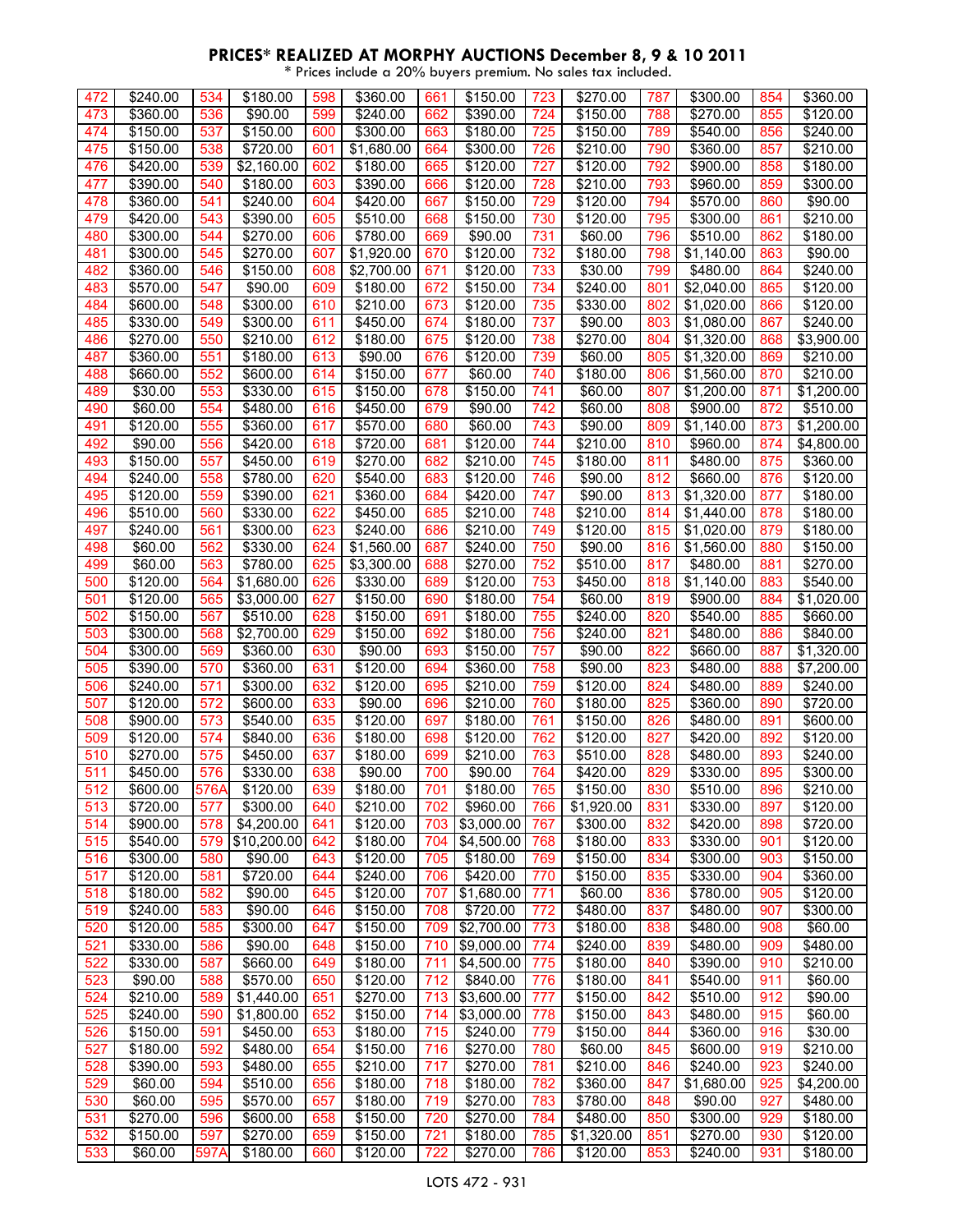## PRICES* REALIZED AT MORPHY AUCTIONS December 8, 9 & 10 2011

\* Prices include a 20% buyers premium. No sales tax included.

| Lot | Price | Lot | Price | Lot | Price | Lot | Price | Lot | Price | Lot | Price | Lot | Price | Lot | Price |
|---|---|---|---|---|---|---|---|---|---|---|---|---|---|---|---|
| 472 | $240.00 | 534 | $180.00 | 598 | $360.00 | 661 | $150.00 | 723 | $270.00 | 787 | $300.00 | 854 | $360.00 |
| 473 | $360.00 | 536 | $90.00 | 599 | $240.00 | 662 | $390.00 | 724 | $150.00 | 788 | $270.00 | 855 | $120.00 |
| 474 | $150.00 | 537 | $150.00 | 600 | $300.00 | 663 | $180.00 | 725 | $150.00 | 789 | $540.00 | 856 | $240.00 |
| 475 | $150.00 | 538 | $720.00 | 601 | $1,680.00 | 664 | $300.00 | 726 | $210.00 | 790 | $360.00 | 857 | $210.00 |
| 476 | $420.00 | 539 | $2,160.00 | 602 | $180.00 | 665 | $120.00 | 727 | $120.00 | 792 | $900.00 | 858 | $180.00 |
| 477 | $390.00 | 540 | $180.00 | 603 | $390.00 | 666 | $120.00 | 728 | $210.00 | 793 | $960.00 | 859 | $300.00 |
| 478 | $360.00 | 541 | $240.00 | 604 | $420.00 | 667 | $150.00 | 729 | $120.00 | 794 | $570.00 | 860 | $90.00 |
| 479 | $420.00 | 543 | $390.00 | 605 | $510.00 | 668 | $150.00 | 730 | $120.00 | 795 | $300.00 | 861 | $210.00 |
| 480 | $300.00 | 544 | $270.00 | 606 | $780.00 | 669 | $90.00 | 731 | $60.00 | 796 | $510.00 | 862 | $180.00 |
| 481 | $300.00 | 545 | $270.00 | 607 | $1,920.00 | 670 | $120.00 | 732 | $180.00 | 798 | $1,140.00 | 863 | $90.00 |
| 482 | $360.00 | 546 | $150.00 | 608 | $2,700.00 | 671 | $120.00 | 733 | $30.00 | 799 | $480.00 | 864 | $240.00 |
| 483 | $570.00 | 547 | $90.00 | 609 | $180.00 | 672 | $150.00 | 734 | $240.00 | 801 | $2,040.00 | 865 | $120.00 |
| 484 | $600.00 | 548 | $300.00 | 610 | $210.00 | 673 | $120.00 | 735 | $330.00 | 802 | $1,020.00 | 866 | $120.00 |
| 485 | $330.00 | 549 | $300.00 | 611 | $450.00 | 674 | $180.00 | 737 | $90.00 | 803 | $1,080.00 | 867 | $240.00 |
| 486 | $270.00 | 550 | $210.00 | 612 | $180.00 | 675 | $120.00 | 738 | $270.00 | 804 | $1,320.00 | 868 | $3,900.00 |
| 487 | $360.00 | 551 | $180.00 | 613 | $90.00 | 676 | $120.00 | 739 | $60.00 | 805 | $1,320.00 | 869 | $210.00 |
| 488 | $660.00 | 552 | $600.00 | 614 | $150.00 | 677 | $60.00 | 740 | $180.00 | 806 | $1,560.00 | 870 | $210.00 |
| 489 | $30.00 | 553 | $330.00 | 615 | $150.00 | 678 | $150.00 | 741 | $60.00 | 807 | $1,200.00 | 871 | $1,200.00 |
| 490 | $60.00 | 554 | $480.00 | 616 | $450.00 | 679 | $90.00 | 742 | $60.00 | 808 | $900.00 | 872 | $510.00 |
| 491 | $120.00 | 555 | $360.00 | 617 | $570.00 | 680 | $60.00 | 743 | $90.00 | 809 | $1,140.00 | 873 | $1,200.00 |
| 492 | $90.00 | 556 | $420.00 | 618 | $720.00 | 681 | $120.00 | 744 | $210.00 | 810 | $960.00 | 874 | $4,800.00 |
| 493 | $150.00 | 557 | $450.00 | 619 | $270.00 | 682 | $210.00 | 745 | $180.00 | 811 | $480.00 | 875 | $360.00 |
| 494 | $240.00 | 558 | $780.00 | 620 | $540.00 | 683 | $120.00 | 746 | $90.00 | 812 | $660.00 | 876 | $120.00 |
| 495 | $120.00 | 559 | $390.00 | 621 | $360.00 | 684 | $420.00 | 747 | $90.00 | 813 | $1,320.00 | 877 | $180.00 |
| 496 | $510.00 | 560 | $330.00 | 622 | $450.00 | 685 | $210.00 | 748 | $210.00 | 814 | $1,440.00 | 878 | $180.00 |
| 497 | $240.00 | 561 | $300.00 | 623 | $240.00 | 686 | $210.00 | 749 | $120.00 | 815 | $1,020.00 | 879 | $180.00 |
| 498 | $60.00 | 562 | $330.00 | 624 | $1,560.00 | 687 | $240.00 | 750 | $90.00 | 816 | $1,560.00 | 880 | $150.00 |
| 499 | $60.00 | 563 | $780.00 | 625 | $3,300.00 | 688 | $270.00 | 752 | $510.00 | 817 | $480.00 | 881 | $270.00 |
| 500 | $120.00 | 564 | $1,680.00 | 626 | $330.00 | 689 | $120.00 | 753 | $450.00 | 818 | $1,140.00 | 883 | $540.00 |
| 501 | $120.00 | 565 | $3,000.00 | 627 | $150.00 | 690 | $180.00 | 754 | $60.00 | 819 | $900.00 | 884 | $1,020.00 |
| 502 | $150.00 | 567 | $510.00 | 628 | $150.00 | 691 | $180.00 | 755 | $240.00 | 820 | $540.00 | 885 | $660.00 |
| 503 | $300.00 | 568 | $2,700.00 | 629 | $150.00 | 692 | $180.00 | 756 | $240.00 | 821 | $480.00 | 886 | $840.00 |
| 504 | $300.00 | 569 | $360.00 | 630 | $90.00 | 693 | $150.00 | 757 | $90.00 | 822 | $660.00 | 887 | $1,320.00 |
| 505 | $390.00 | 570 | $360.00 | 631 | $120.00 | 694 | $360.00 | 758 | $90.00 | 823 | $480.00 | 888 | $7,200.00 |
| 506 | $240.00 | 571 | $300.00 | 632 | $120.00 | 695 | $210.00 | 759 | $120.00 | 824 | $480.00 | 889 | $240.00 |
| 507 | $120.00 | 572 | $600.00 | 633 | $90.00 | 696 | $210.00 | 760 | $180.00 | 825 | $360.00 | 890 | $720.00 |
| 508 | $900.00 | 573 | $540.00 | 635 | $120.00 | 697 | $180.00 | 761 | $150.00 | 826 | $480.00 | 891 | $600.00 |
| 509 | $120.00 | 574 | $840.00 | 636 | $180.00 | 698 | $120.00 | 762 | $120.00 | 827 | $420.00 | 892 | $120.00 |
| 510 | $270.00 | 575 | $450.00 | 637 | $180.00 | 699 | $210.00 | 763 | $510.00 | 828 | $480.00 | 893 | $240.00 |
| 511 | $450.00 | 576 | $330.00 | 638 | $90.00 | 700 | $90.00 | 764 | $420.00 | 829 | $330.00 | 895 | $300.00 |
| 512 | $600.00 | 576A | $120.00 | 639 | $180.00 | 701 | $180.00 | 765 | $150.00 | 830 | $510.00 | 896 | $210.00 |
| 513 | $720.00 | 577 | $300.00 | 640 | $210.00 | 702 | $960.00 | 766 | $1,920.00 | 831 | $330.00 | 897 | $120.00 |
| 514 | $900.00 | 578 | $4,200.00 | 641 | $120.00 | 703 | $3,000.00 | 767 | $300.00 | 832 | $420.00 | 898 | $720.00 |
| 515 | $540.00 | 579 | $10,200.00 | 642 | $180.00 | 704 | $4,500.00 | 768 | $180.00 | 833 | $330.00 | 901 | $120.00 |
| 516 | $300.00 | 580 | $90.00 | 643 | $120.00 | 705 | $180.00 | 769 | $150.00 | 834 | $300.00 | 903 | $150.00 |
| 517 | $120.00 | 581 | $720.00 | 644 | $240.00 | 706 | $420.00 | 770 | $150.00 | 835 | $330.00 | 904 | $360.00 |
| 518 | $180.00 | 582 | $90.00 | 645 | $120.00 | 707 | $1,680.00 | 771 | $60.00 | 836 | $780.00 | 905 | $120.00 |
| 519 | $240.00 | 583 | $90.00 | 646 | $150.00 | 708 | $720.00 | 772 | $480.00 | 837 | $480.00 | 907 | $300.00 |
| 520 | $120.00 | 585 | $300.00 | 647 | $150.00 | 709 | $2,700.00 | 773 | $180.00 | 838 | $480.00 | 908 | $60.00 |
| 521 | $330.00 | 586 | $90.00 | 648 | $150.00 | 710 | $9,000.00 | 774 | $240.00 | 839 | $480.00 | 909 | $480.00 |
| 522 | $330.00 | 587 | $660.00 | 649 | $180.00 | 711 | $4,500.00 | 775 | $180.00 | 840 | $390.00 | 910 | $210.00 |
| 523 | $90.00 | 588 | $570.00 | 650 | $120.00 | 712 | $840.00 | 776 | $180.00 | 841 | $540.00 | 911 | $60.00 |
| 524 | $210.00 | 589 | $1,440.00 | 651 | $270.00 | 713 | $3,600.00 | 777 | $150.00 | 842 | $510.00 | 912 | $90.00 |
| 525 | $240.00 | 590 | $1,800.00 | 652 | $150.00 | 714 | $3,000.00 | 778 | $150.00 | 843 | $480.00 | 915 | $60.00 |
| 526 | $150.00 | 591 | $450.00 | 653 | $180.00 | 715 | $240.00 | 779 | $150.00 | 844 | $360.00 | 916 | $30.00 |
| 527 | $180.00 | 592 | $480.00 | 654 | $150.00 | 716 | $270.00 | 780 | $60.00 | 845 | $600.00 | 919 | $210.00 |
| 528 | $390.00 | 593 | $480.00 | 655 | $210.00 | 717 | $270.00 | 781 | $210.00 | 846 | $240.00 | 923 | $240.00 |
| 529 | $60.00 | 594 | $510.00 | 656 | $180.00 | 718 | $180.00 | 782 | $360.00 | 847 | $1,680.00 | 925 | $4,200.00 |
| 530 | $60.00 | 595 | $570.00 | 657 | $180.00 | 719 | $270.00 | 783 | $780.00 | 848 | $90.00 | 927 | $480.00 |
| 531 | $270.00 | 596 | $600.00 | 658 | $150.00 | 720 | $270.00 | 784 | $480.00 | 850 | $300.00 | 929 | $180.00 |
| 532 | $150.00 | 597 | $270.00 | 659 | $150.00 | 721 | $180.00 | 785 | $1,320.00 | 851 | $270.00 | 930 | $120.00 |
| 533 | $60.00 | 597A | $180.00 | 660 | $120.00 | 722 | $270.00 | 786 | $120.00 | 853 | $240.00 | 931 | $180.00 |

LOTS 472 - 931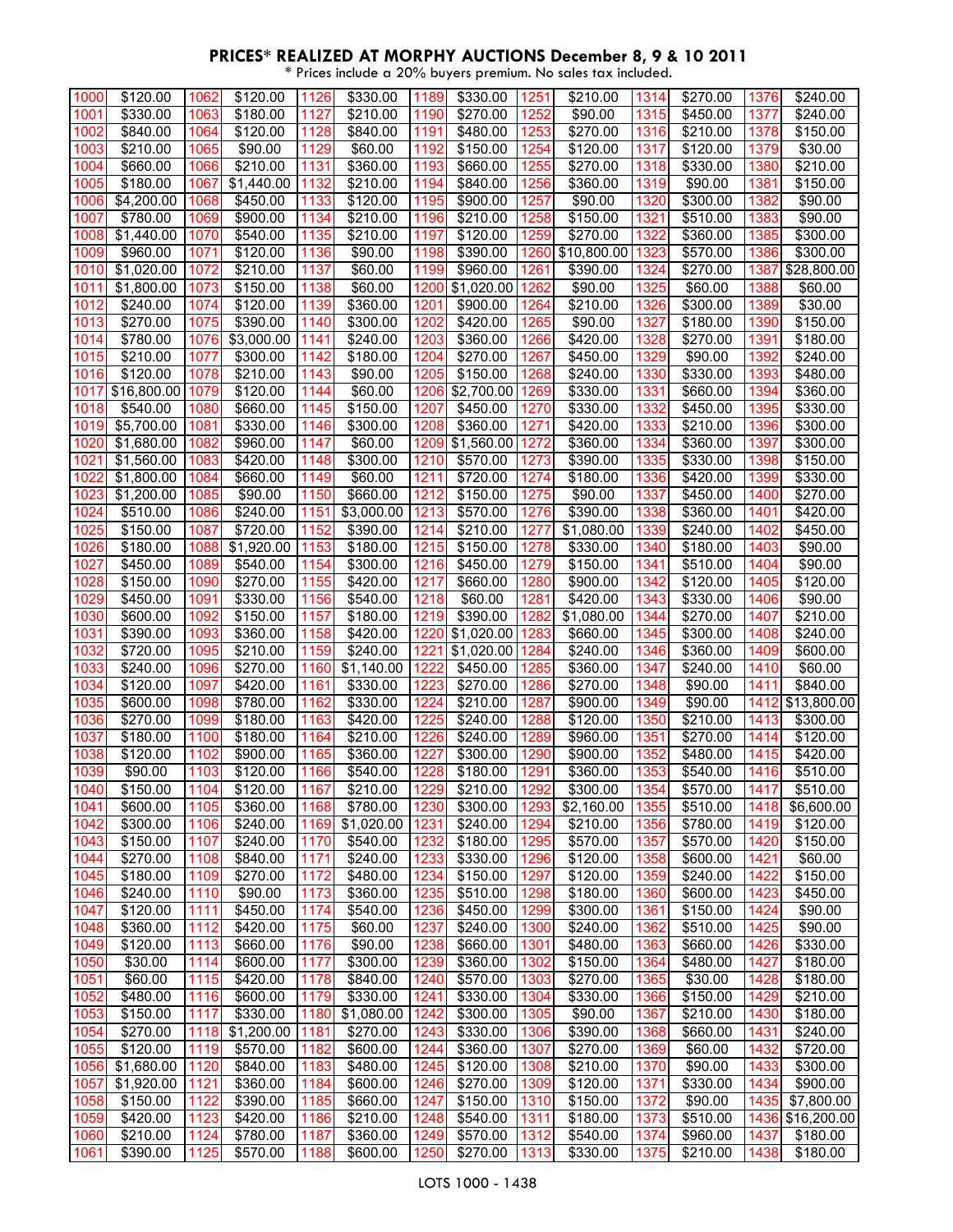## PRICES* REALIZED AT MORPHY AUCTIONS December 8, 9 & 10 2011

\* Prices include a 20% buyers premium. No sales tax included.

| Lot | Price | Lot | Price | Lot | Price | Lot | Price | Lot | Price | Lot | Price | Lot | Price |
|---|---|---|---|---|---|---|---|---|---|---|---|---|---|
| 1000 | $120.00 | 1062 | $120.00 | 1126 | $330.00 | 1189 | $330.00 | 1251 | $210.00 | 1314 | $270.00 | 1376 | $240.00 |
| 1001 | $330.00 | 1063 | $180.00 | 1127 | $210.00 | 1190 | $270.00 | 1252 | $90.00 | 1315 | $450.00 | 1377 | $240.00 |
| 1002 | $840.00 | 1064 | $120.00 | 1128 | $840.00 | 1191 | $480.00 | 1253 | $270.00 | 1316 | $210.00 | 1378 | $150.00 |
| 1003 | $210.00 | 1065 | $90.00 | 1129 | $60.00 | 1192 | $150.00 | 1254 | $120.00 | 1317 | $120.00 | 1379 | $30.00 |
| 1004 | $660.00 | 1066 | $210.00 | 1131 | $360.00 | 1193 | $660.00 | 1255 | $270.00 | 1318 | $330.00 | 1380 | $210.00 |
| 1005 | $180.00 | 1067 | $1,440.00 | 1132 | $210.00 | 1194 | $840.00 | 1256 | $360.00 | 1319 | $90.00 | 1381 | $150.00 |
| 1006 | $4,200.00 | 1068 | $450.00 | 1133 | $120.00 | 1195 | $900.00 | 1257 | $90.00 | 1320 | $300.00 | 1382 | $90.00 |
| 1007 | $780.00 | 1069 | $900.00 | 1134 | $210.00 | 1196 | $210.00 | 1258 | $150.00 | 1321 | $510.00 | 1383 | $90.00 |
| 1008 | $1,440.00 | 1070 | $540.00 | 1135 | $210.00 | 1197 | $120.00 | 1259 | $270.00 | 1322 | $360.00 | 1385 | $300.00 |
| 1009 | $960.00 | 1071 | $120.00 | 1136 | $90.00 | 1198 | $390.00 | 1260 | $10,800.00 | 1323 | $570.00 | 1386 | $300.00 |
| 1010 | $1,020.00 | 1072 | $210.00 | 1137 | $60.00 | 1199 | $960.00 | 1261 | $390.00 | 1324 | $270.00 | 1387 | $28,800.00 |
| 1011 | $1,800.00 | 1073 | $150.00 | 1138 | $60.00 | 1200 | $1,020.00 | 1262 | $90.00 | 1325 | $60.00 | 1388 | $60.00 |
| 1012 | $240.00 | 1074 | $120.00 | 1139 | $360.00 | 1201 | $900.00 | 1264 | $210.00 | 1326 | $300.00 | 1389 | $30.00 |
| 1013 | $270.00 | 1075 | $390.00 | 1140 | $300.00 | 1202 | $420.00 | 1265 | $90.00 | 1327 | $180.00 | 1390 | $150.00 |
| 1014 | $780.00 | 1076 | $3,000.00 | 1141 | $240.00 | 1203 | $360.00 | 1266 | $420.00 | 1328 | $270.00 | 1391 | $180.00 |
| 1015 | $210.00 | 1077 | $300.00 | 1142 | $180.00 | 1204 | $270.00 | 1267 | $450.00 | 1329 | $90.00 | 1392 | $240.00 |
| 1016 | $120.00 | 1078 | $210.00 | 1143 | $90.00 | 1205 | $150.00 | 1268 | $240.00 | 1330 | $330.00 | 1393 | $480.00 |
| 1017 | $16,800.00 | 1079 | $120.00 | 1144 | $60.00 | 1206 | $2,700.00 | 1269 | $330.00 | 1331 | $660.00 | 1394 | $360.00 |
| 1018 | $540.00 | 1080 | $660.00 | 1145 | $150.00 | 1207 | $450.00 | 1270 | $330.00 | 1332 | $450.00 | 1395 | $330.00 |
| 1019 | $5,700.00 | 1081 | $330.00 | 1146 | $300.00 | 1208 | $360.00 | 1271 | $420.00 | 1333 | $210.00 | 1396 | $300.00 |
| 1020 | $1,680.00 | 1082 | $960.00 | 1147 | $60.00 | 1209 | $1,560.00 | 1272 | $360.00 | 1334 | $360.00 | 1397 | $300.00 |
| 1021 | $1,560.00 | 1083 | $420.00 | 1148 | $300.00 | 1210 | $570.00 | 1273 | $390.00 | 1335 | $330.00 | 1398 | $150.00 |
| 1022 | $1,800.00 | 1084 | $660.00 | 1149 | $60.00 | 1211 | $720.00 | 1274 | $180.00 | 1336 | $420.00 | 1399 | $330.00 |
| 1023 | $1,200.00 | 1085 | $90.00 | 1150 | $660.00 | 1212 | $150.00 | 1275 | $90.00 | 1337 | $450.00 | 1400 | $270.00 |
| 1024 | $510.00 | 1086 | $240.00 | 1151 | $3,000.00 | 1213 | $570.00 | 1276 | $390.00 | 1338 | $360.00 | 1401 | $420.00 |
| 1025 | $150.00 | 1087 | $720.00 | 1152 | $390.00 | 1214 | $210.00 | 1277 | $1,080.00 | 1339 | $240.00 | 1402 | $450.00 |
| 1026 | $180.00 | 1088 | $1,920.00 | 1153 | $180.00 | 1215 | $150.00 | 1278 | $330.00 | 1340 | $180.00 | 1403 | $90.00 |
| 1027 | $450.00 | 1089 | $540.00 | 1154 | $300.00 | 1216 | $450.00 | 1279 | $150.00 | 1341 | $510.00 | 1404 | $90.00 |
| 1028 | $150.00 | 1090 | $270.00 | 1155 | $420.00 | 1217 | $660.00 | 1280 | $900.00 | 1342 | $120.00 | 1405 | $120.00 |
| 1029 | $450.00 | 1091 | $330.00 | 1156 | $540.00 | 1218 | $60.00 | 1281 | $420.00 | 1343 | $330.00 | 1406 | $90.00 |
| 1030 | $600.00 | 1092 | $150.00 | 1157 | $180.00 | 1219 | $390.00 | 1282 | $1,080.00 | 1344 | $270.00 | 1407 | $210.00 |
| 1031 | $390.00 | 1093 | $360.00 | 1158 | $420.00 | 1220 | $1,020.00 | 1283 | $660.00 | 1345 | $300.00 | 1408 | $240.00 |
| 1032 | $720.00 | 1095 | $210.00 | 1159 | $240.00 | 1221 | $1,020.00 | 1284 | $240.00 | 1346 | $360.00 | 1409 | $600.00 |
| 1033 | $240.00 | 1096 | $270.00 | 1160 | $1,140.00 | 1222 | $450.00 | 1285 | $360.00 | 1347 | $240.00 | 1410 | $60.00 |
| 1034 | $120.00 | 1097 | $420.00 | 1161 | $330.00 | 1223 | $270.00 | 1286 | $270.00 | 1348 | $90.00 | 1411 | $840.00 |
| 1035 | $600.00 | 1098 | $780.00 | 1162 | $330.00 | 1224 | $210.00 | 1287 | $900.00 | 1349 | $90.00 | 1412 | $13,800.00 |
| 1036 | $270.00 | 1099 | $180.00 | 1163 | $420.00 | 1225 | $240.00 | 1288 | $120.00 | 1350 | $210.00 | 1413 | $300.00 |
| 1037 | $180.00 | 1100 | $180.00 | 1164 | $210.00 | 1226 | $240.00 | 1289 | $960.00 | 1351 | $270.00 | 1414 | $120.00 |
| 1038 | $120.00 | 1102 | $900.00 | 1165 | $360.00 | 1227 | $300.00 | 1290 | $900.00 | 1352 | $480.00 | 1415 | $420.00 |
| 1039 | $90.00 | 1103 | $120.00 | 1166 | $540.00 | 1228 | $180.00 | 1291 | $360.00 | 1353 | $540.00 | 1416 | $510.00 |
| 1040 | $150.00 | 1104 | $120.00 | 1167 | $210.00 | 1229 | $210.00 | 1292 | $300.00 | 1354 | $570.00 | 1417 | $510.00 |
| 1041 | $600.00 | 1105 | $360.00 | 1168 | $780.00 | 1230 | $300.00 | 1293 | $2,160.00 | 1355 | $510.00 | 1418 | $6,600.00 |
| 1042 | $300.00 | 1106 | $240.00 | 1169 | $1,020.00 | 1231 | $240.00 | 1294 | $210.00 | 1356 | $780.00 | 1419 | $120.00 |
| 1043 | $150.00 | 1107 | $240.00 | 1170 | $540.00 | 1232 | $180.00 | 1295 | $570.00 | 1357 | $570.00 | 1420 | $150.00 |
| 1044 | $270.00 | 1108 | $840.00 | 1171 | $240.00 | 1233 | $330.00 | 1296 | $120.00 | 1358 | $600.00 | 1421 | $60.00 |
| 1045 | $180.00 | 1109 | $270.00 | 1172 | $480.00 | 1234 | $150.00 | 1297 | $120.00 | 1359 | $240.00 | 1422 | $150.00 |
| 1046 | $240.00 | 1110 | $90.00 | 1173 | $360.00 | 1235 | $510.00 | 1298 | $180.00 | 1360 | $600.00 | 1423 | $450.00 |
| 1047 | $120.00 | 1111 | $450.00 | 1174 | $540.00 | 1236 | $450.00 | 1299 | $300.00 | 1361 | $150.00 | 1424 | $90.00 |
| 1048 | $360.00 | 1112 | $420.00 | 1175 | $60.00 | 1237 | $240.00 | 1300 | $240.00 | 1362 | $510.00 | 1425 | $90.00 |
| 1049 | $120.00 | 1113 | $660.00 | 1176 | $90.00 | 1238 | $660.00 | 1301 | $480.00 | 1363 | $660.00 | 1426 | $330.00 |
| 1050 | $30.00 | 1114 | $600.00 | 1177 | $300.00 | 1239 | $360.00 | 1302 | $150.00 | 1364 | $480.00 | 1427 | $180.00 |
| 1051 | $60.00 | 1115 | $420.00 | 1178 | $840.00 | 1240 | $570.00 | 1303 | $270.00 | 1365 | $30.00 | 1428 | $180.00 |
| 1052 | $480.00 | 1116 | $600.00 | 1179 | $330.00 | 1241 | $330.00 | 1304 | $330.00 | 1366 | $150.00 | 1429 | $210.00 |
| 1053 | $150.00 | 1117 | $330.00 | 1180 | $1,080.00 | 1242 | $300.00 | 1305 | $90.00 | 1367 | $210.00 | 1430 | $180.00 |
| 1054 | $270.00 | 1118 | $1,200.00 | 1181 | $270.00 | 1243 | $330.00 | 1306 | $390.00 | 1368 | $660.00 | 1431 | $240.00 |
| 1055 | $120.00 | 1119 | $570.00 | 1182 | $600.00 | 1244 | $360.00 | 1307 | $270.00 | 1369 | $60.00 | 1432 | $720.00 |
| 1056 | $1,680.00 | 1120 | $840.00 | 1183 | $480.00 | 1245 | $120.00 | 1308 | $210.00 | 1370 | $90.00 | 1433 | $300.00 |
| 1057 | $1,920.00 | 1121 | $360.00 | 1184 | $600.00 | 1246 | $270.00 | 1309 | $120.00 | 1371 | $330.00 | 1434 | $900.00 |
| 1058 | $150.00 | 1122 | $390.00 | 1185 | $660.00 | 1247 | $150.00 | 1310 | $150.00 | 1372 | $90.00 | 1435 | $7,800.00 |
| 1059 | $420.00 | 1123 | $420.00 | 1186 | $210.00 | 1248 | $540.00 | 1311 | $180.00 | 1373 | $510.00 | 1436 | $16,200.00 |
| 1060 | $210.00 | 1124 | $780.00 | 1187 | $360.00 | 1249 | $570.00 | 1312 | $540.00 | 1374 | $960.00 | 1437 | $180.00 |
| 1061 | $390.00 | 1125 | $570.00 | 1188 | $600.00 | 1250 | $270.00 | 1313 | $330.00 | 1375 | $210.00 | 1438 | $180.00 |

LOTS 1000 - 1438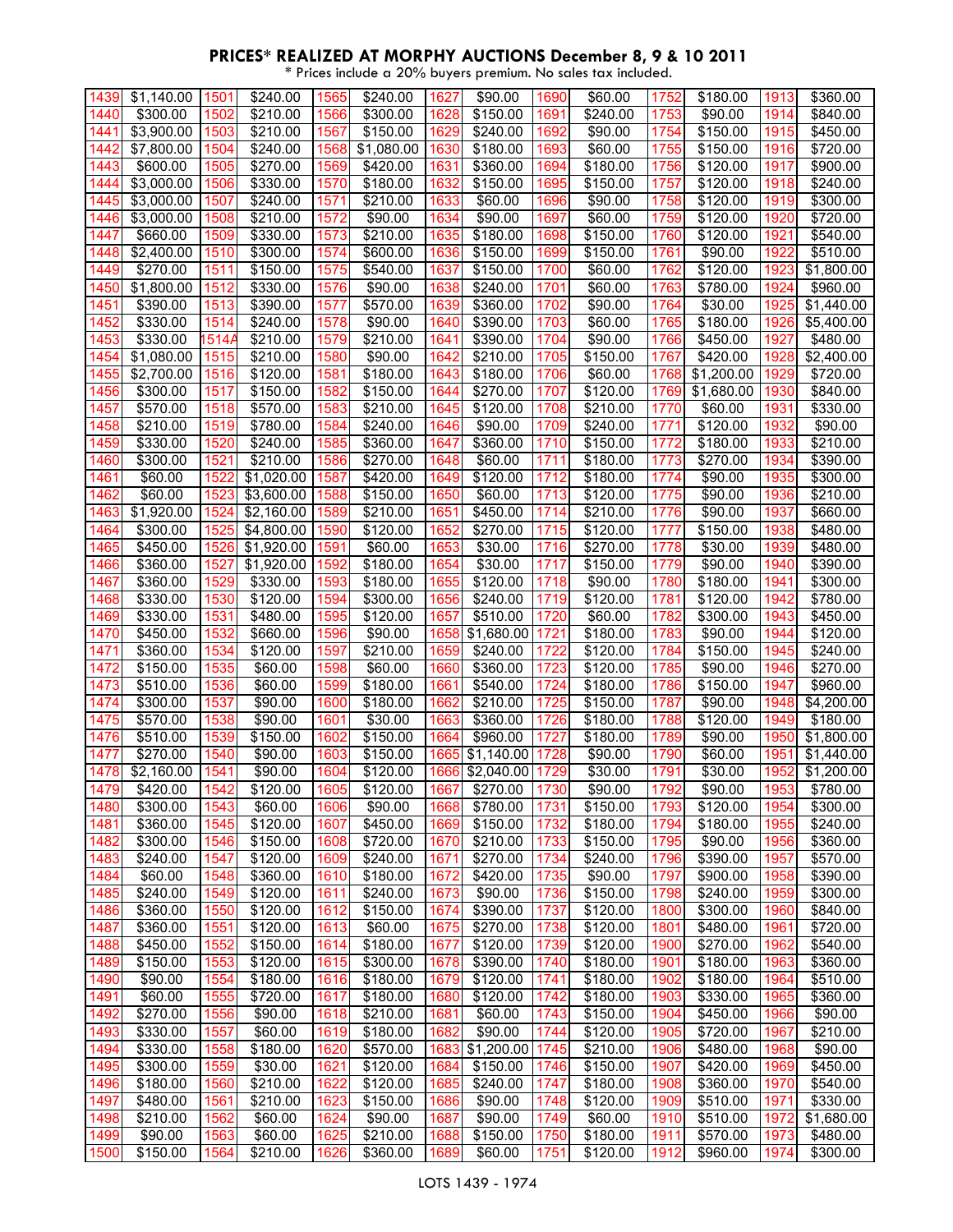## PRICES* REALIZED AT MORPHY AUCTIONS December 8, 9 & 10 2011

\* Prices include a 20% buyers premium. No sales tax included.

| Lot | Price | Lot | Price | Lot | Price | Lot | Price | Lot | Price | Lot | Price | Lot | Price |
|---|---|---|---|---|---|---|---|---|---|---|---|---|---|
| 1439 | $1,140.00 | 1501 | $240.00 | 1565 | $240.00 | 1627 | $90.00 | 1690 | $60.00 | 1752 | $180.00 | 1913 | $360.00 |
| 1440 | $300.00 | 1502 | $210.00 | 1566 | $300.00 | 1628 | $150.00 | 1691 | $240.00 | 1753 | $90.00 | 1914 | $840.00 |
| 1441 | $3,900.00 | 1503 | $210.00 | 1567 | $150.00 | 1629 | $240.00 | 1692 | $90.00 | 1754 | $150.00 | 1915 | $450.00 |
| 1442 | $7,800.00 | 1504 | $240.00 | 1568 | $1,080.00 | 1630 | $180.00 | 1693 | $60.00 | 1755 | $150.00 | 1916 | $720.00 |
| 1443 | $600.00 | 1505 | $270.00 | 1569 | $420.00 | 1631 | $360.00 | 1694 | $180.00 | 1756 | $120.00 | 1917 | $900.00 |
| 1444 | $3,000.00 | 1506 | $330.00 | 1570 | $180.00 | 1632 | $150.00 | 1695 | $150.00 | 1757 | $120.00 | 1918 | $240.00 |
| 1445 | $3,000.00 | 1507 | $240.00 | 1571 | $210.00 | 1633 | $60.00 | 1696 | $90.00 | 1758 | $120.00 | 1919 | $300.00 |
| 1446 | $3,000.00 | 1508 | $210.00 | 1572 | $90.00 | 1634 | $90.00 | 1697 | $60.00 | 1759 | $120.00 | 1920 | $720.00 |
| 1447 | $660.00 | 1509 | $330.00 | 1573 | $210.00 | 1635 | $180.00 | 1698 | $150.00 | 1760 | $120.00 | 1921 | $540.00 |
| 1448 | $2,400.00 | 1510 | $300.00 | 1574 | $600.00 | 1636 | $150.00 | 1699 | $150.00 | 1761 | $90.00 | 1922 | $510.00 |
| 1449 | $270.00 | 1511 | $150.00 | 1575 | $540.00 | 1637 | $150.00 | 1700 | $60.00 | 1762 | $120.00 | 1923 | $1,800.00 |
| 1450 | $1,800.00 | 1512 | $330.00 | 1576 | $90.00 | 1638 | $240.00 | 1701 | $60.00 | 1763 | $780.00 | 1924 | $960.00 |
| 1451 | $390.00 | 1513 | $390.00 | 1577 | $570.00 | 1639 | $360.00 | 1702 | $90.00 | 1764 | $30.00 | 1925 | $1,440.00 |
| 1452 | $330.00 | 1514 | $240.00 | 1578 | $90.00 | 1640 | $390.00 | 1703 | $60.00 | 1765 | $180.00 | 1926 | $5,400.00 |
| 1453 | $330.00 | 1514A | $210.00 | 1579 | $210.00 | 1641 | $390.00 | 1704 | $90.00 | 1766 | $450.00 | 1927 | $480.00 |
| 1454 | $1,080.00 | 1515 | $210.00 | 1580 | $90.00 | 1642 | $210.00 | 1705 | $150.00 | 1767 | $420.00 | 1928 | $2,400.00 |
| 1455 | $2,700.00 | 1516 | $120.00 | 1581 | $180.00 | 1643 | $180.00 | 1706 | $60.00 | 1768 | $1,200.00 | 1929 | $720.00 |
| 1456 | $300.00 | 1517 | $150.00 | 1582 | $150.00 | 1644 | $270.00 | 1707 | $120.00 | 1769 | $1,680.00 | 1930 | $840.00 |
| 1457 | $570.00 | 1518 | $570.00 | 1583 | $210.00 | 1645 | $120.00 | 1708 | $210.00 | 1770 | $60.00 | 1931 | $330.00 |
| 1458 | $210.00 | 1519 | $780.00 | 1584 | $240.00 | 1646 | $90.00 | 1709 | $240.00 | 1771 | $120.00 | 1932 | $90.00 |
| 1459 | $330.00 | 1520 | $240.00 | 1585 | $360.00 | 1647 | $360.00 | 1710 | $150.00 | 1772 | $180.00 | 1933 | $210.00 |
| 1460 | $300.00 | 1521 | $210.00 | 1586 | $270.00 | 1648 | $60.00 | 1711 | $180.00 | 1773 | $270.00 | 1934 | $390.00 |
| 1461 | $60.00 | 1522 | $1,020.00 | 1587 | $420.00 | 1649 | $120.00 | 1712 | $180.00 | 1774 | $90.00 | 1935 | $300.00 |
| 1462 | $60.00 | 1523 | $3,600.00 | 1588 | $150.00 | 1650 | $60.00 | 1713 | $120.00 | 1775 | $90.00 | 1936 | $210.00 |
| 1463 | $1,920.00 | 1524 | $2,160.00 | 1589 | $210.00 | 1651 | $450.00 | 1714 | $210.00 | 1776 | $90.00 | 1937 | $660.00 |
| 1464 | $300.00 | 1525 | $4,800.00 | 1590 | $120.00 | 1652 | $270.00 | 1715 | $120.00 | 1777 | $150.00 | 1938 | $480.00 |
| 1465 | $450.00 | 1526 | $1,920.00 | 1591 | $60.00 | 1653 | $30.00 | 1716 | $270.00 | 1778 | $30.00 | 1939 | $480.00 |
| 1466 | $360.00 | 1527 | $1,920.00 | 1592 | $180.00 | 1654 | $30.00 | 1717 | $150.00 | 1779 | $90.00 | 1940 | $390.00 |
| 1467 | $360.00 | 1529 | $330.00 | 1593 | $180.00 | 1655 | $120.00 | 1718 | $90.00 | 1780 | $180.00 | 1941 | $300.00 |
| 1468 | $330.00 | 1530 | $120.00 | 1594 | $300.00 | 1656 | $240.00 | 1719 | $120.00 | 1781 | $120.00 | 1942 | $780.00 |
| 1469 | $330.00 | 1531 | $480.00 | 1595 | $120.00 | 1657 | $510.00 | 1720 | $60.00 | 1782 | $300.00 | 1943 | $450.00 |
| 1470 | $450.00 | 1532 | $660.00 | 1596 | $90.00 | 1658 | $1,680.00 | 1721 | $180.00 | 1783 | $90.00 | 1944 | $120.00 |
| 1471 | $360.00 | 1534 | $120.00 | 1597 | $210.00 | 1659 | $240.00 | 1722 | $120.00 | 1784 | $150.00 | 1945 | $240.00 |
| 1472 | $150.00 | 1535 | $60.00 | 1598 | $60.00 | 1660 | $360.00 | 1723 | $120.00 | 1785 | $90.00 | 1946 | $270.00 |
| 1473 | $510.00 | 1536 | $60.00 | 1599 | $180.00 | 1661 | $540.00 | 1724 | $180.00 | 1786 | $150.00 | 1947 | $960.00 |
| 1474 | $300.00 | 1537 | $90.00 | 1600 | $180.00 | 1662 | $210.00 | 1725 | $150.00 | 1787 | $90.00 | 1948 | $4,200.00 |
| 1475 | $570.00 | 1538 | $90.00 | 1601 | $30.00 | 1663 | $360.00 | 1726 | $180.00 | 1788 | $120.00 | 1949 | $180.00 |
| 1476 | $510.00 | 1539 | $150.00 | 1602 | $150.00 | 1664 | $960.00 | 1727 | $180.00 | 1789 | $90.00 | 1950 | $1,800.00 |
| 1477 | $270.00 | 1540 | $90.00 | 1603 | $150.00 | 1665 | $1,140.00 | 1728 | $90.00 | 1790 | $60.00 | 1951 | $1,440.00 |
| 1478 | $2,160.00 | 1541 | $90.00 | 1604 | $120.00 | 1666 | $2,040.00 | 1729 | $30.00 | 1791 | $30.00 | 1952 | $1,200.00 |
| 1479 | $420.00 | 1542 | $120.00 | 1605 | $120.00 | 1667 | $270.00 | 1730 | $90.00 | 1792 | $90.00 | 1953 | $780.00 |
| 1480 | $300.00 | 1543 | $60.00 | 1606 | $90.00 | 1668 | $780.00 | 1731 | $150.00 | 1793 | $120.00 | 1954 | $300.00 |
| 1481 | $360.00 | 1545 | $120.00 | 1607 | $450.00 | 1669 | $150.00 | 1732 | $180.00 | 1794 | $180.00 | 1955 | $240.00 |
| 1482 | $300.00 | 1546 | $150.00 | 1608 | $720.00 | 1670 | $210.00 | 1733 | $150.00 | 1795 | $90.00 | 1956 | $360.00 |
| 1483 | $240.00 | 1547 | $120.00 | 1609 | $240.00 | 1671 | $270.00 | 1734 | $240.00 | 1796 | $390.00 | 1957 | $570.00 |
| 1484 | $60.00 | 1548 | $360.00 | 1610 | $180.00 | 1672 | $420.00 | 1735 | $90.00 | 1797 | $900.00 | 1958 | $390.00 |
| 1485 | $240.00 | 1549 | $120.00 | 1611 | $240.00 | 1673 | $90.00 | 1736 | $150.00 | 1798 | $240.00 | 1959 | $300.00 |
| 1486 | $360.00 | 1550 | $120.00 | 1612 | $150.00 | 1674 | $390.00 | 1737 | $120.00 | 1800 | $300.00 | 1960 | $840.00 |
| 1487 | $360.00 | 1551 | $120.00 | 1613 | $60.00 | 1675 | $270.00 | 1738 | $120.00 | 1801 | $480.00 | 1961 | $720.00 |
| 1488 | $450.00 | 1552 | $150.00 | 1614 | $180.00 | 1677 | $120.00 | 1739 | $120.00 | 1900 | $270.00 | 1962 | $540.00 |
| 1489 | $150.00 | 1553 | $120.00 | 1615 | $300.00 | 1678 | $390.00 | 1740 | $180.00 | 1901 | $180.00 | 1963 | $360.00 |
| 1490 | $90.00 | 1554 | $180.00 | 1616 | $180.00 | 1679 | $120.00 | 1741 | $180.00 | 1902 | $180.00 | 1964 | $510.00 |
| 1491 | $60.00 | 1555 | $720.00 | 1617 | $180.00 | 1680 | $120.00 | 1742 | $180.00 | 1903 | $330.00 | 1965 | $360.00 |
| 1492 | $270.00 | 1556 | $90.00 | 1618 | $210.00 | 1681 | $60.00 | 1743 | $150.00 | 1904 | $450.00 | 1966 | $90.00 |
| 1493 | $330.00 | 1557 | $60.00 | 1619 | $180.00 | 1682 | $90.00 | 1744 | $120.00 | 1905 | $720.00 | 1967 | $210.00 |
| 1494 | $330.00 | 1558 | $180.00 | 1620 | $570.00 | 1683 | $1,200.00 | 1745 | $210.00 | 1906 | $480.00 | 1968 | $90.00 |
| 1495 | $300.00 | 1559 | $30.00 | 1621 | $120.00 | 1684 | $150.00 | 1746 | $150.00 | 1907 | $420.00 | 1969 | $450.00 |
| 1496 | $180.00 | 1560 | $210.00 | 1622 | $120.00 | 1685 | $240.00 | 1747 | $180.00 | 1908 | $360.00 | 1970 | $540.00 |
| 1497 | $480.00 | 1561 | $210.00 | 1623 | $150.00 | 1686 | $90.00 | 1748 | $120.00 | 1909 | $510.00 | 1971 | $330.00 |
| 1498 | $210.00 | 1562 | $60.00 | 1624 | $90.00 | 1687 | $90.00 | 1749 | $60.00 | 1910 | $510.00 | 1972 | $1,680.00 |
| 1499 | $90.00 | 1563 | $60.00 | 1625 | $210.00 | 1688 | $150.00 | 1750 | $180.00 | 1911 | $570.00 | 1973 | $480.00 |
| 1500 | $150.00 | 1564 | $210.00 | 1626 | $360.00 | 1689 | $60.00 | 1751 | $120.00 | 1912 | $960.00 | 1974 | $300.00 |

LOTS 1439 - 1974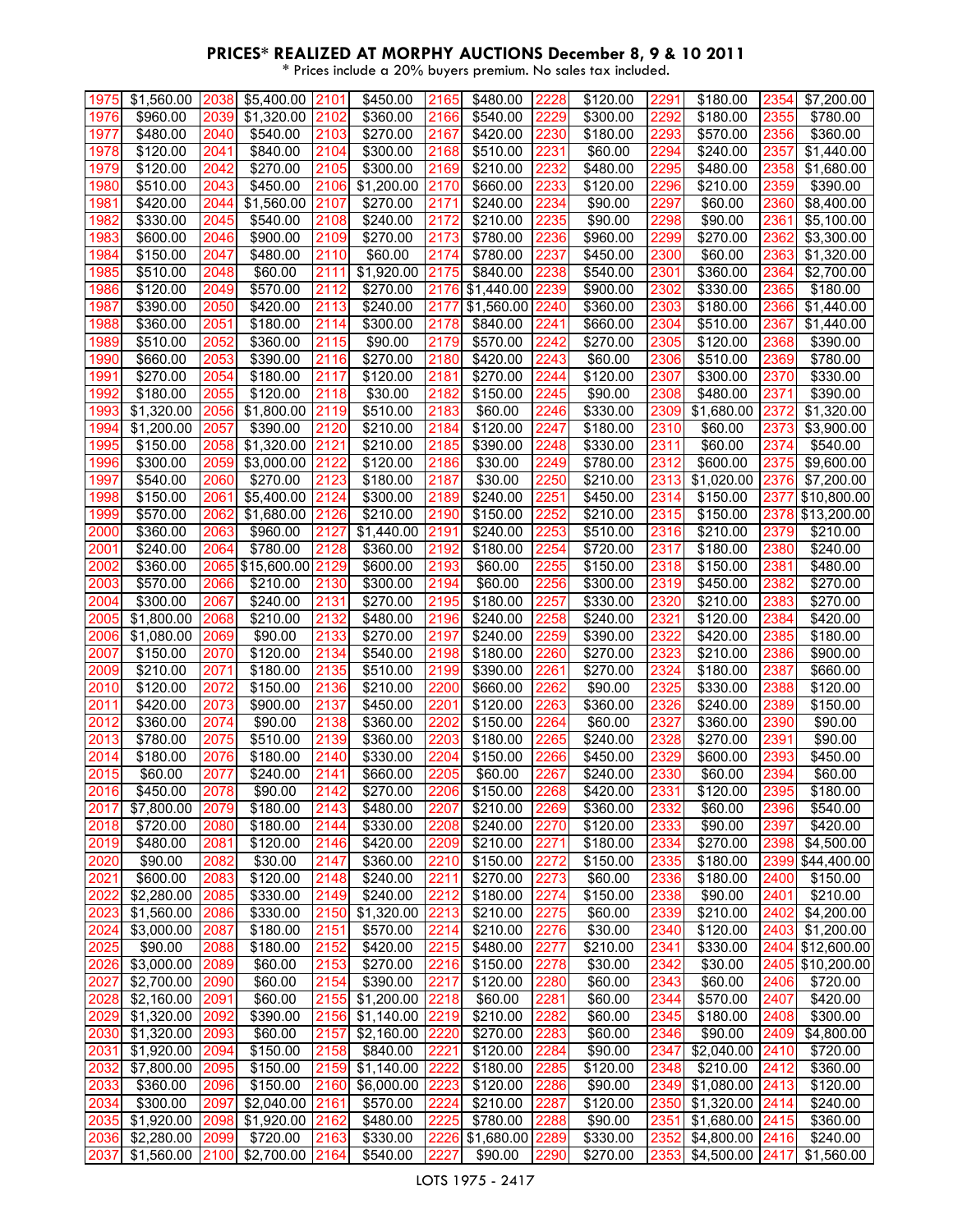## PRICES* REALIZED AT MORPHY AUCTIONS December 8, 9 & 10 2011

\* Prices include a 20% buyers premium. No sales tax included.

| Lot | Price | Lot | Price | Lot | Price | Lot | Price | Lot | Price | Lot | Price | Lot | Price |
|---|---|---|---|---|---|---|---|---|---|---|---|---|---|
| 1975 | $1,560.00 | 2038 | $5,400.00 | 2101 | $450.00 | 2165 | $480.00 | 2228 | $120.00 | 2291 | $180.00 | 2354 | $7,200.00 |
| 1976 | $960.00 | 2039 | $1,320.00 | 2102 | $360.00 | 2166 | $540.00 | 2229 | $300.00 | 2292 | $180.00 | 2355 | $780.00 |
| 1977 | $480.00 | 2040 | $540.00 | 2103 | $270.00 | 2167 | $420.00 | 2230 | $180.00 | 2293 | $570.00 | 2356 | $360.00 |
| 1978 | $120.00 | 2041 | $840.00 | 2104 | $300.00 | 2168 | $510.00 | 2231 | $60.00 | 2294 | $240.00 | 2357 | $1,440.00 |
| 1979 | $120.00 | 2042 | $270.00 | 2105 | $300.00 | 2169 | $210.00 | 2232 | $480.00 | 2295 | $480.00 | 2358 | $1,680.00 |
| 1980 | $510.00 | 2043 | $450.00 | 2106 | $1,200.00 | 2170 | $660.00 | 2233 | $120.00 | 2296 | $210.00 | 2359 | $390.00 |
| 1981 | $420.00 | 2044 | $1,560.00 | 2107 | $270.00 | 2171 | $240.00 | 2234 | $90.00 | 2297 | $60.00 | 2360 | $8,400.00 |
| 1982 | $330.00 | 2045 | $540.00 | 2108 | $240.00 | 2172 | $210.00 | 2235 | $90.00 | 2298 | $90.00 | 2361 | $5,100.00 |
| 1983 | $600.00 | 2046 | $900.00 | 2109 | $270.00 | 2173 | $780.00 | 2236 | $960.00 | 2299 | $270.00 | 2362 | $3,300.00 |
| 1984 | $150.00 | 2047 | $480.00 | 2110 | $60.00 | 2174 | $780.00 | 2237 | $450.00 | 2300 | $60.00 | 2363 | $1,320.00 |
| 1985 | $510.00 | 2048 | $60.00 | 2111 | $1,920.00 | 2175 | $840.00 | 2238 | $540.00 | 2301 | $360.00 | 2364 | $2,700.00 |
| 1986 | $120.00 | 2049 | $570.00 | 2112 | $270.00 | 2176 | $1,440.00 | 2239 | $900.00 | 2302 | $330.00 | 2365 | $180.00 |
| 1987 | $390.00 | 2050 | $420.00 | 2113 | $240.00 | 2177 | $1,560.00 | 2240 | $360.00 | 2303 | $180.00 | 2366 | $1,440.00 |
| 1988 | $360.00 | 2051 | $180.00 | 2114 | $300.00 | 2178 | $840.00 | 2241 | $660.00 | 2304 | $510.00 | 2367 | $1,440.00 |
| 1989 | $510.00 | 2052 | $360.00 | 2115 | $90.00 | 2179 | $570.00 | 2242 | $270.00 | 2305 | $120.00 | 2368 | $390.00 |
| 1990 | $660.00 | 2053 | $390.00 | 2116 | $270.00 | 2180 | $420.00 | 2243 | $60.00 | 2306 | $510.00 | 2369 | $780.00 |
| 1991 | $270.00 | 2054 | $180.00 | 2117 | $120.00 | 2181 | $270.00 | 2244 | $120.00 | 2307 | $300.00 | 2370 | $330.00 |
| 1992 | $180.00 | 2055 | $120.00 | 2118 | $30.00 | 2182 | $150.00 | 2245 | $90.00 | 2308 | $480.00 | 2371 | $390.00 |
| 1993 | $1,320.00 | 2056 | $1,800.00 | 2119 | $510.00 | 2183 | $60.00 | 2246 | $330.00 | 2309 | $1,680.00 | 2372 | $1,320.00 |
| 1994 | $1,200.00 | 2057 | $390.00 | 2120 | $210.00 | 2184 | $120.00 | 2247 | $180.00 | 2310 | $60.00 | 2373 | $3,900.00 |
| 1995 | $150.00 | 2058 | $1,320.00 | 2121 | $210.00 | 2185 | $390.00 | 2248 | $330.00 | 2311 | $60.00 | 2374 | $540.00 |
| 1996 | $300.00 | 2059 | $3,000.00 | 2122 | $120.00 | 2186 | $30.00 | 2249 | $780.00 | 2312 | $600.00 | 2375 | $9,600.00 |
| 1997 | $540.00 | 2060 | $270.00 | 2123 | $180.00 | 2187 | $30.00 | 2250 | $210.00 | 2313 | $1,020.00 | 2376 | $7,200.00 |
| 1998 | $150.00 | 2061 | $5,400.00 | 2124 | $300.00 | 2189 | $240.00 | 2251 | $450.00 | 2314 | $150.00 | 2377 | $10,800.00 |
| 1999 | $570.00 | 2062 | $1,680.00 | 2126 | $210.00 | 2190 | $150.00 | 2252 | $210.00 | 2315 | $150.00 | 2378 | $13,200.00 |
| 2000 | $360.00 | 2063 | $960.00 | 2127 | $1,440.00 | 2191 | $240.00 | 2253 | $510.00 | 2316 | $210.00 | 2379 | $210.00 |
| 2001 | $240.00 | 2064 | $780.00 | 2128 | $360.00 | 2192 | $180.00 | 2254 | $720.00 | 2317 | $180.00 | 2380 | $240.00 |
| 2002 | $360.00 | 2065 | $15,600.00 | 2129 | $600.00 | 2193 | $60.00 | 2255 | $150.00 | 2318 | $150.00 | 2381 | $480.00 |
| 2003 | $570.00 | 2066 | $210.00 | 2130 | $300.00 | 2194 | $60.00 | 2256 | $300.00 | 2319 | $450.00 | 2382 | $270.00 |
| 2004 | $300.00 | 2067 | $240.00 | 2131 | $270.00 | 2195 | $180.00 | 2257 | $330.00 | 2320 | $210.00 | 2383 | $270.00 |
| 2005 | $1,800.00 | 2068 | $210.00 | 2132 | $480.00 | 2196 | $240.00 | 2258 | $240.00 | 2321 | $120.00 | 2384 | $420.00 |
| 2006 | $1,080.00 | 2069 | $90.00 | 2133 | $270.00 | 2197 | $240.00 | 2259 | $390.00 | 2322 | $420.00 | 2385 | $180.00 |
| 2007 | $150.00 | 2070 | $120.00 | 2134 | $540.00 | 2198 | $180.00 | 2260 | $270.00 | 2323 | $210.00 | 2386 | $900.00 |
| 2009 | $210.00 | 2071 | $180.00 | 2135 | $510.00 | 2199 | $390.00 | 2261 | $270.00 | 2324 | $180.00 | 2387 | $660.00 |
| 2010 | $120.00 | 2072 | $150.00 | 2136 | $210.00 | 2200 | $660.00 | 2262 | $90.00 | 2325 | $330.00 | 2388 | $120.00 |
| 2011 | $420.00 | 2073 | $900.00 | 2137 | $450.00 | 2201 | $120.00 | 2263 | $360.00 | 2326 | $240.00 | 2389 | $150.00 |
| 2012 | $360.00 | 2074 | $90.00 | 2138 | $360.00 | 2202 | $150.00 | 2264 | $60.00 | 2327 | $360.00 | 2390 | $90.00 |
| 2013 | $780.00 | 2075 | $510.00 | 2139 | $360.00 | 2203 | $180.00 | 2265 | $240.00 | 2328 | $270.00 | 2391 | $90.00 |
| 2014 | $180.00 | 2076 | $180.00 | 2140 | $330.00 | 2204 | $150.00 | 2266 | $450.00 | 2329 | $600.00 | 2393 | $450.00 |
| 2015 | $60.00 | 2077 | $240.00 | 2141 | $660.00 | 2205 | $60.00 | 2267 | $240.00 | 2330 | $60.00 | 2394 | $60.00 |
| 2016 | $450.00 | 2078 | $90.00 | 2142 | $270.00 | 2206 | $150.00 | 2268 | $420.00 | 2331 | $120.00 | 2395 | $180.00 |
| 2017 | $7,800.00 | 2079 | $180.00 | 2143 | $480.00 | 2207 | $210.00 | 2269 | $360.00 | 2332 | $60.00 | 2396 | $540.00 |
| 2018 | $720.00 | 2080 | $180.00 | 2144 | $330.00 | 2208 | $240.00 | 2270 | $120.00 | 2333 | $90.00 | 2397 | $420.00 |
| 2019 | $480.00 | 2081 | $120.00 | 2146 | $420.00 | 2209 | $210.00 | 2271 | $180.00 | 2334 | $270.00 | 2398 | $4,500.00 |
| 2020 | $90.00 | 2082 | $30.00 | 2147 | $360.00 | 2210 | $150.00 | 2272 | $150.00 | 2335 | $180.00 | 2399 | $44,400.00 |
| 2021 | $600.00 | 2083 | $120.00 | 2148 | $240.00 | 2211 | $270.00 | 2273 | $60.00 | 2336 | $180.00 | 2400 | $150.00 |
| 2022 | $2,280.00 | 2085 | $330.00 | 2149 | $240.00 | 2212 | $180.00 | 2274 | $150.00 | 2338 | $90.00 | 2401 | $210.00 |
| 2023 | $1,560.00 | 2086 | $330.00 | 2150 | $1,320.00 | 2213 | $210.00 | 2275 | $60.00 | 2339 | $210.00 | 2402 | $4,200.00 |
| 2024 | $3,000.00 | 2087 | $180.00 | 2151 | $570.00 | 2214 | $210.00 | 2276 | $30.00 | 2340 | $120.00 | 2403 | $1,200.00 |
| 2025 | $90.00 | 2088 | $180.00 | 2152 | $420.00 | 2215 | $480.00 | 2277 | $210.00 | 2341 | $330.00 | 2404 | $12,600.00 |
| 2026 | $3,000.00 | 2089 | $60.00 | 2153 | $270.00 | 2216 | $150.00 | 2278 | $30.00 | 2342 | $30.00 | 2405 | $10,200.00 |
| 2027 | $2,700.00 | 2090 | $60.00 | 2154 | $390.00 | 2217 | $120.00 | 2280 | $60.00 | 2343 | $60.00 | 2406 | $720.00 |
| 2028 | $2,160.00 | 2091 | $60.00 | 2155 | $1,200.00 | 2218 | $60.00 | 2281 | $60.00 | 2344 | $570.00 | 2407 | $420.00 |
| 2029 | $1,320.00 | 2092 | $390.00 | 2156 | $1,140.00 | 2219 | $210.00 | 2282 | $60.00 | 2345 | $180.00 | 2408 | $300.00 |
| 2030 | $1,320.00 | 2093 | $60.00 | 2157 | $2,160.00 | 2220 | $270.00 | 2283 | $60.00 | 2346 | $90.00 | 2409 | $4,800.00 |
| 2031 | $1,920.00 | 2094 | $150.00 | 2158 | $840.00 | 2221 | $120.00 | 2284 | $90.00 | 2347 | $2,040.00 | 2410 | $720.00 |
| 2032 | $7,800.00 | 2095 | $150.00 | 2159 | $1,140.00 | 2222 | $180.00 | 2285 | $120.00 | 2348 | $210.00 | 2412 | $360.00 |
| 2033 | $360.00 | 2096 | $150.00 | 2160 | $6,000.00 | 2223 | $120.00 | 2286 | $90.00 | 2349 | $1,080.00 | 2413 | $120.00 |
| 2034 | $300.00 | 2097 | $2,040.00 | 2161 | $570.00 | 2224 | $210.00 | 2287 | $120.00 | 2350 | $1,320.00 | 2414 | $240.00 |
| 2035 | $1,920.00 | 2098 | $1,920.00 | 2162 | $480.00 | 2225 | $780.00 | 2288 | $90.00 | 2351 | $1,680.00 | 2415 | $360.00 |
| 2036 | $2,280.00 | 2099 | $720.00 | 2163 | $330.00 | 2226 | $1,680.00 | 2289 | $330.00 | 2352 | $4,800.00 | 2416 | $240.00 |
| 2037 | $1,560.00 | 2100 | $2,700.00 | 2164 | $540.00 | 2227 | $90.00 | 2290 | $270.00 | 2353 | $4,500.00 | 2417 | $1,560.00 |

LOTS 1975 - 2417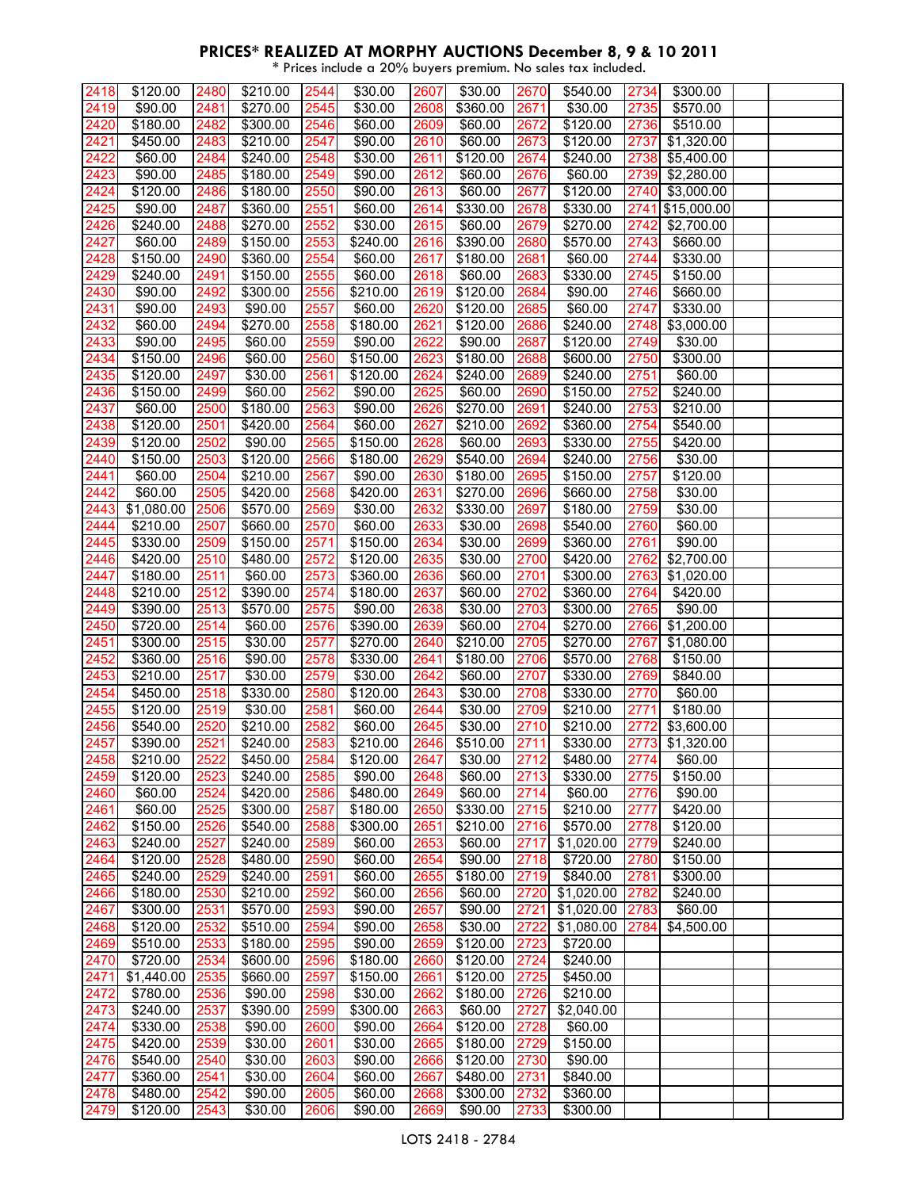# PRICES* REALIZED AT MORPHY AUCTIONS December 8, 9 & 10 2011

\* Prices include a 20% buyers premium. No sales tax included.

| | | | | | | | | | | | | | |
|---|---|---|---|---|---|---|---|---|---|---|---|---|---|
| 2418 | $120.00 | 2480 | $210.00 | 2544 | $30.00 | 2607 | $30.00 | 2670 | $540.00 | 2734 | $300.00 | | |
| 2419 | $90.00 | 2481 | $270.00 | 2545 | $30.00 | 2608 | $360.00 | 2671 | $30.00 | 2735 | $570.00 | | |
| 2420 | $180.00 | 2482 | $300.00 | 2546 | $60.00 | 2609 | $60.00 | 2672 | $120.00 | 2736 | $510.00 | | |
| 2421 | $450.00 | 2483 | $210.00 | 2547 | $90.00 | 2610 | $60.00 | 2673 | $120.00 | 2737 | $1,320.00 | | |
| 2422 | $60.00 | 2484 | $240.00 | 2548 | $30.00 | 2611 | $120.00 | 2674 | $240.00 | 2738 | $5,400.00 | | |
| 2423 | $90.00 | 2485 | $180.00 | 2549 | $90.00 | 2612 | $60.00 | 2676 | $60.00 | 2739 | $2,280.00 | | |
| 2424 | $120.00 | 2486 | $180.00 | 2550 | $90.00 | 2613 | $60.00 | 2677 | $120.00 | 2740 | $3,000.00 | | |
| 2425 | $90.00 | 2487 | $360.00 | 2551 | $60.00 | 2614 | $330.00 | 2678 | $330.00 | 2741 | $15,000.00 | | |
| 2426 | $240.00 | 2488 | $270.00 | 2552 | $30.00 | 2615 | $60.00 | 2679 | $270.00 | 2742 | $2,700.00 | | |
| 2427 | $60.00 | 2489 | $150.00 | 2553 | $240.00 | 2616 | $390.00 | 2680 | $570.00 | 2743 | $660.00 | | |
| 2428 | $150.00 | 2490 | $360.00 | 2554 | $60.00 | 2617 | $180.00 | 2681 | $60.00 | 2744 | $330.00 | | |
| 2429 | $240.00 | 2491 | $150.00 | 2555 | $60.00 | 2618 | $60.00 | 2683 | $330.00 | 2745 | $150.00 | | |
| 2430 | $90.00 | 2492 | $300.00 | 2556 | $210.00 | 2619 | $120.00 | 2684 | $90.00 | 2746 | $660.00 | | |
| 2431 | $90.00 | 2493 | $90.00 | 2557 | $60.00 | 2620 | $120.00 | 2685 | $60.00 | 2747 | $330.00 | | |
| 2432 | $60.00 | 2494 | $270.00 | 2558 | $180.00 | 2621 | $120.00 | 2686 | $240.00 | 2748 | $3,000.00 | | |
| 2433 | $90.00 | 2495 | $60.00 | 2559 | $90.00 | 2622 | $90.00 | 2687 | $120.00 | 2749 | $30.00 | | |
| 2434 | $150.00 | 2496 | $60.00 | 2560 | $150.00 | 2623 | $180.00 | 2688 | $600.00 | 2750 | $300.00 | | |
| 2435 | $120.00 | 2497 | $30.00 | 2561 | $120.00 | 2624 | $240.00 | 2689 | $240.00 | 2751 | $60.00 | | |
| 2436 | $150.00 | 2499 | $60.00 | 2562 | $90.00 | 2625 | $60.00 | 2690 | $150.00 | 2752 | $240.00 | | |
| 2437 | $60.00 | 2500 | $180.00 | 2563 | $90.00 | 2626 | $270.00 | 2691 | $240.00 | 2753 | $210.00 | | |
| 2438 | $120.00 | 2501 | $420.00 | 2564 | $60.00 | 2627 | $210.00 | 2692 | $360.00 | 2754 | $540.00 | | |
| 2439 | $120.00 | 2502 | $90.00 | 2565 | $150.00 | 2628 | $60.00 | 2693 | $330.00 | 2755 | $420.00 | | |
| 2440 | $150.00 | 2503 | $120.00 | 2566 | $180.00 | 2629 | $540.00 | 2694 | $240.00 | 2756 | $30.00 | | |
| 2441 | $60.00 | 2504 | $210.00 | 2567 | $90.00 | 2630 | $180.00 | 2695 | $150.00 | 2757 | $120.00 | | |
| 2442 | $60.00 | 2505 | $420.00 | 2568 | $420.00 | 2631 | $270.00 | 2696 | $660.00 | 2758 | $30.00 | | |
| 2443 | $1,080.00 | 2506 | $570.00 | 2569 | $30.00 | 2632 | $330.00 | 2697 | $180.00 | 2759 | $30.00 | | |
| 2444 | $210.00 | 2507 | $660.00 | 2570 | $60.00 | 2633 | $30.00 | 2698 | $540.00 | 2760 | $60.00 | | |
| 2445 | $330.00 | 2509 | $150.00 | 2571 | $150.00 | 2634 | $30.00 | 2699 | $360.00 | 2761 | $90.00 | | |
| 2446 | $420.00 | 2510 | $480.00 | 2572 | $120.00 | 2635 | $30.00 | 2700 | $420.00 | 2762 | $2,700.00 | | |
| 2447 | $180.00 | 2511 | $60.00 | 2573 | $360.00 | 2636 | $60.00 | 2701 | $300.00 | 2763 | $1,020.00 | | |
| 2448 | $210.00 | 2512 | $390.00 | 2574 | $180.00 | 2637 | $60.00 | 2702 | $360.00 | 2764 | $420.00 | | |
| 2449 | $390.00 | 2513 | $570.00 | 2575 | $90.00 | 2638 | $30.00 | 2703 | $300.00 | 2765 | $90.00 | | |
| 2450 | $720.00 | 2514 | $60.00 | 2576 | $390.00 | 2639 | $60.00 | 2704 | $270.00 | 2766 | $1,200.00 | | |
| 2451 | $300.00 | 2515 | $30.00 | 2577 | $270.00 | 2640 | $210.00 | 2705 | $270.00 | 2767 | $1,080.00 | | |
| 2452 | $360.00 | 2516 | $90.00 | 2578 | $330.00 | 2641 | $180.00 | 2706 | $570.00 | 2768 | $150.00 | | |
| 2453 | $210.00 | 2517 | $30.00 | 2579 | $30.00 | 2642 | $60.00 | 2707 | $330.00 | 2769 | $840.00 | | |
| 2454 | $450.00 | 2518 | $330.00 | 2580 | $120.00 | 2643 | $30.00 | 2708 | $330.00 | 2770 | $60.00 | | |
| 2455 | $120.00 | 2519 | $30.00 | 2581 | $60.00 | 2644 | $30.00 | 2709 | $210.00 | 2771 | $180.00 | | |
| 2456 | $540.00 | 2520 | $210.00 | 2582 | $60.00 | 2645 | $30.00 | 2710 | $210.00 | 2772 | $3,600.00 | | |
| 2457 | $390.00 | 2521 | $240.00 | 2583 | $210.00 | 2646 | $510.00 | 2711 | $330.00 | 2773 | $1,320.00 | | |
| 2458 | $210.00 | 2522 | $450.00 | 2584 | $120.00 | 2647 | $30.00 | 2712 | $480.00 | 2774 | $60.00 | | |
| 2459 | $120.00 | 2523 | $240.00 | 2585 | $90.00 | 2648 | $60.00 | 2713 | $330.00 | 2775 | $150.00 | | |
| 2460 | $60.00 | 2524 | $420.00 | 2586 | $480.00 | 2649 | $60.00 | 2714 | $60.00 | 2776 | $90.00 | | |
| 2461 | $60.00 | 2525 | $300.00 | 2587 | $180.00 | 2650 | $330.00 | 2715 | $210.00 | 2777 | $420.00 | | |
| 2462 | $150.00 | 2526 | $540.00 | 2588 | $300.00 | 2651 | $210.00 | 2716 | $570.00 | 2778 | $120.00 | | |
| 2463 | $240.00 | 2527 | $240.00 | 2589 | $60.00 | 2653 | $60.00 | 2717 | $1,020.00 | 2779 | $240.00 | | |
| 2464 | $120.00 | 2528 | $480.00 | 2590 | $60.00 | 2654 | $90.00 | 2718 | $720.00 | 2780 | $150.00 | | |
| 2465 | $240.00 | 2529 | $240.00 | 2591 | $60.00 | 2655 | $180.00 | 2719 | $840.00 | 2781 | $300.00 | | |
| 2466 | $180.00 | 2530 | $210.00 | 2592 | $60.00 | 2656 | $60.00 | 2720 | $1,020.00 | 2782 | $240.00 | | |
| 2467 | $300.00 | 2531 | $570.00 | 2593 | $90.00 | 2657 | $90.00 | 2721 | $1,020.00 | 2783 | $60.00 | | |
| 2468 | $120.00 | 2532 | $510.00 | 2594 | $90.00 | 2658 | $30.00 | 2722 | $1,080.00 | 2784 | $4,500.00 | | |
| 2469 | $510.00 | 2533 | $180.00 | 2595 | $90.00 | 2659 | $120.00 | 2723 | $720.00 | | | | |
| 2470 | $720.00 | 2534 | $600.00 | 2596 | $180.00 | 2660 | $120.00 | 2724 | $240.00 | | | | |
| 2471 | $1,440.00 | 2535 | $660.00 | 2597 | $150.00 | 2661 | $120.00 | 2725 | $450.00 | | | | |
| 2472 | $780.00 | 2536 | $90.00 | 2598 | $30.00 | 2662 | $180.00 | 2726 | $210.00 | | | | |
| 2473 | $240.00 | 2537 | $390.00 | 2599 | $300.00 | 2663 | $60.00 | 2727 | $2,040.00 | | | | |
| 2474 | $330.00 | 2538 | $90.00 | 2600 | $90.00 | 2664 | $120.00 | 2728 | $60.00 | | | | |
| 2475 | $420.00 | 2539 | $30.00 | 2601 | $30.00 | 2665 | $180.00 | 2729 | $150.00 | | | | |
| 2476 | $540.00 | 2540 | $30.00 | 2603 | $90.00 | 2666 | $120.00 | 2730 | $90.00 | | | | |
| 2477 | $360.00 | 2541 | $30.00 | 2604 | $60.00 | 2667 | $480.00 | 2731 | $840.00 | | | | |
| 2478 | $480.00 | 2542 | $90.00 | 2605 | $60.00 | 2668 | $300.00 | 2732 | $360.00 | | | | |
| 2479 | $120.00 | 2543 | $30.00 | 2606 | $90.00 | 2669 | $90.00 | 2733 | $300.00 | | | | |

LOTS 2418 - 2784